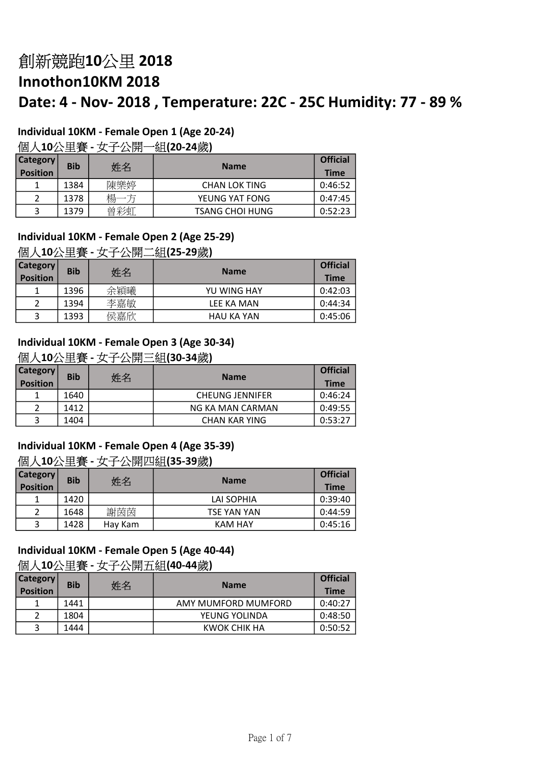# 創新競跑10公里 2018

# Innothon10KM 2018

# Date: 4 - Nov- 2018 , Temperature: 22C - 25C Humidity: 77 - 89 %

### Individual 10KM - Female Open 1 (Age 20-24)

### 個人10公里賽 - 女子公開一組(20-24歲)

| Category Position | Bib | 姓名 | Name | Official Time |
|---|---|---|---|---|
| 1 | 1384 | 陳樂婷 | CHAN LOK TING | 0:46:52 |
| 2 | 1378 | 楊一方 | YEUNG YAT FONG | 0:47:45 |
| 3 | 1379 | 曾彩虹 | TSANG CHOI HUNG | 0:52:23 |

### Individual 10KM - Female Open 2 (Age 25-29)

### 個人10公里賽 - 女子公開二組(25-29歲)

| Category Position | Bib | 姓名 | Name | Official Time |
|---|---|---|---|---|
| 1 | 1396 | 余穎曦 | YU WING HAY | 0:42:03 |
| 2 | 1394 | 李嘉敏 | LEE KA MAN | 0:44:34 |
| 3 | 1393 | 侯嘉欣 | HAU KA YAN | 0:45:06 |

### Individual 10KM - Female Open 3 (Age 30-34)

### 個人10公里賽 - 女子公開三組(30-34歲)

| Category Position | Bib | 姓名 | Name | Official Time |
|---|---|---|---|---|
| 1 | 1640 | | CHEUNG JENNIFER | 0:46:24 |
| 2 | 1412 | | NG KA MAN CARMAN | 0:49:55 |
| 3 | 1404 | | CHAN KAR YING | 0:53:27 |

### Individual 10KM - Female Open 4 (Age 35-39)

### 個人10公里賽 - 女子公開四組(35-39歲)

| Category Position | Bib | 姓名 | Name | Official Time |
|---|---|---|---|---|
| 1 | 1420 | | LAI SOPHIA | 0:39:40 |
| 2 | 1648 | 謝茵茵 | TSE YAN YAN | 0:44:59 |
| 3 | 1428 | Hay Kam | KAM HAY | 0:45:16 |

### Individual 10KM - Female Open 5 (Age 40-44)

### 個人10公里賽 - 女子公開五組(40-44歲)

| Category Position | Bib | 姓名 | Name | Official Time |
|---|---|---|---|---|
| 1 | 1441 | | AMY MUMFORD MUMFORD | 0:40:27 |
| 2 | 1804 | | YEUNG YOLINDA | 0:48:50 |
| 3 | 1444 | | KWOK CHIK HA | 0:50:52 |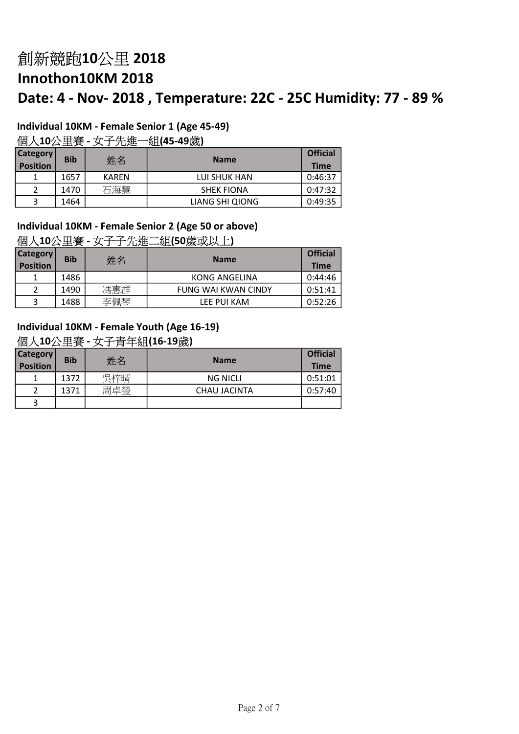# 創新競跑10公里 2018
# Innothon10KM 2018
# Date: 4 - Nov- 2018 , Temperature: 22C - 25C Humidity: 77 - 89 %

### Individual 10KM - Female Senior 1 (Age 45-49)
### 個人10公里賽 - 女子先進一組(45-49歲)

| Category Position | Bib | 姓名 | Name | Official Time |
|---|---|---|---|---|
| 1 | 1657 | KAREN | LUI SHUK HAN | 0:46:37 |
| 2 | 1470 | 石海慧 | SHEK FIONA | 0:47:32 |
| 3 | 1464 | | LIANG SHI QIONG | 0:49:35 |

### Individual 10KM - Female Senior 2 (Age 50 or above)
### 個人10公里賽 - 女子子先進二組(50歲或以上)

| Category Position | Bib | 姓名 | Name | Official Time |
|---|---|---|---|---|
| 1 | 1486 | | KONG ANGELINA | 0:44:46 |
| 2 | 1490 | 馮惠群 | FUNG WAI KWAN CINDY | 0:51:41 |
| 3 | 1488 | 李佩琴 | LEE PUI KAM | 0:52:26 |

### Individual 10KM - Female Youth (Age 16-19)
### 個人10公里賽 - 女子青年組(16-19歲)

| Category Position | Bib | 姓名 | Name | Official Time |
|---|---|---|---|---|
| 1 | 1372 | 吳梓晴 | NG NICLI | 0:51:01 |
| 2 | 1371 | 周卓瑩 | CHAU JACINTA | 0:57:40 |
| 3 | | | | |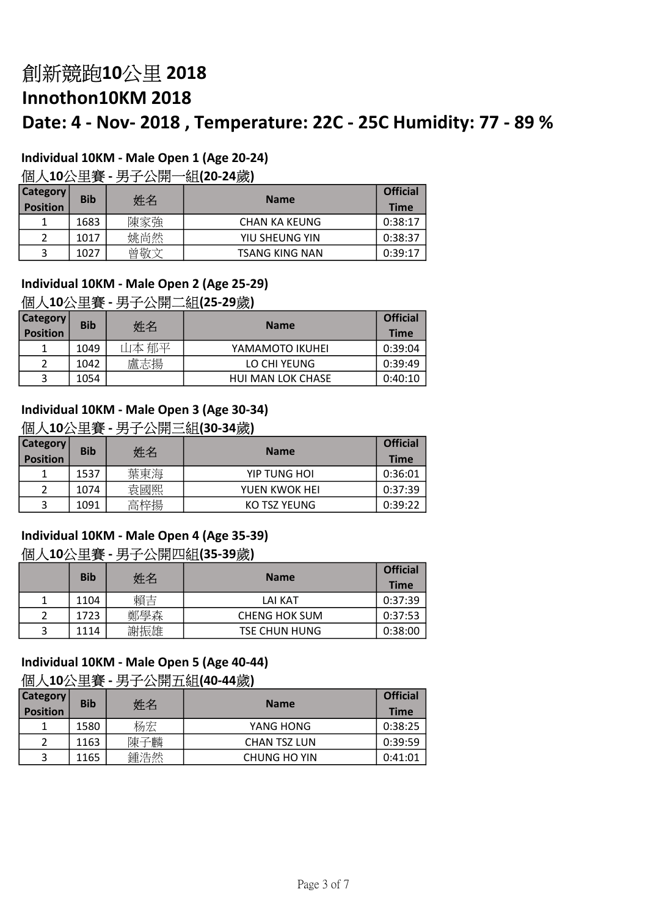# 創新競跑10公里 2018
# Innothon10KM 2018
# Date: 4 - Nov- 2018 , Temperature: 22C - 25C Humidity: 77 - 89 %

### Individual 10KM - Male Open 1 (Age 20-24)
### 個人10公里賽 - 男子公開一組(20-24歲)

| Category Position | Bib | 姓名 | Name | Official Time |
|---|---|---|---|---|
| 1 | 1683 | 陳家強 | CHAN KA KEUNG | 0:38:17 |
| 2 | 1017 | 姚尚然 | YIU SHEUNG YIN | 0:38:37 |
| 3 | 1027 | 曾敬文 | TSANG KING NAN | 0:39:17 |

### Individual 10KM - Male Open 2 (Age 25-29)
### 個人10公里賽 - 男子公開二組(25-29歲)

| Category Position | Bib | 姓名 | Name | Official Time |
|---|---|---|---|---|
| 1 | 1049 | 山本 郁平 | YAMAMOTO IKUHEI | 0:39:04 |
| 2 | 1042 | 盧志揚 | LO CHI YEUNG | 0:39:49 |
| 3 | 1054 | | HUI MAN LOK CHASE | 0:40:10 |

### Individual 10KM - Male Open 3 (Age 30-34)
### 個人10公里賽 - 男子公開三組(30-34歲)

| Category Position | Bib | 姓名 | Name | Official Time |
|---|---|---|---|---|
| 1 | 1537 | 葉東海 | YIP TUNG HOI | 0:36:01 |
| 2 | 1074 | 袁國熙 | YUEN KWOK HEI | 0:37:39 |
| 3 | 1091 | 高梓揚 | KO TSZ YEUNG | 0:39:22 |

### Individual 10KM - Male Open 4 (Age 35-39)
### 個人10公里賽 - 男子公開四組(35-39歲)

| | Bib | 姓名 | Name | Official Time |
|---|---|---|---|---|
| 1 | 1104 | 賴吉 | LAI KAT | 0:37:39 |
| 2 | 1723 | 鄭學森 | CHENG HOK SUM | 0:37:53 |
| 3 | 1114 | 謝振雄 | TSE CHUN HUNG | 0:38:00 |

### Individual 10KM - Male Open 5 (Age 40-44)
### 個人10公里賽 - 男子公開五組(40-44歲)

| Category Position | Bib | 姓名 | Name | Official Time |
|---|---|---|---|---|
| 1 | 1580 | 杨宏 | YANG HONG | 0:38:25 |
| 2 | 1163 | 陳子麟 | CHAN TSZ LUN | 0:39:59 |
| 3 | 1165 | 鍾浩然 | CHUNG HO YIN | 0:41:01 |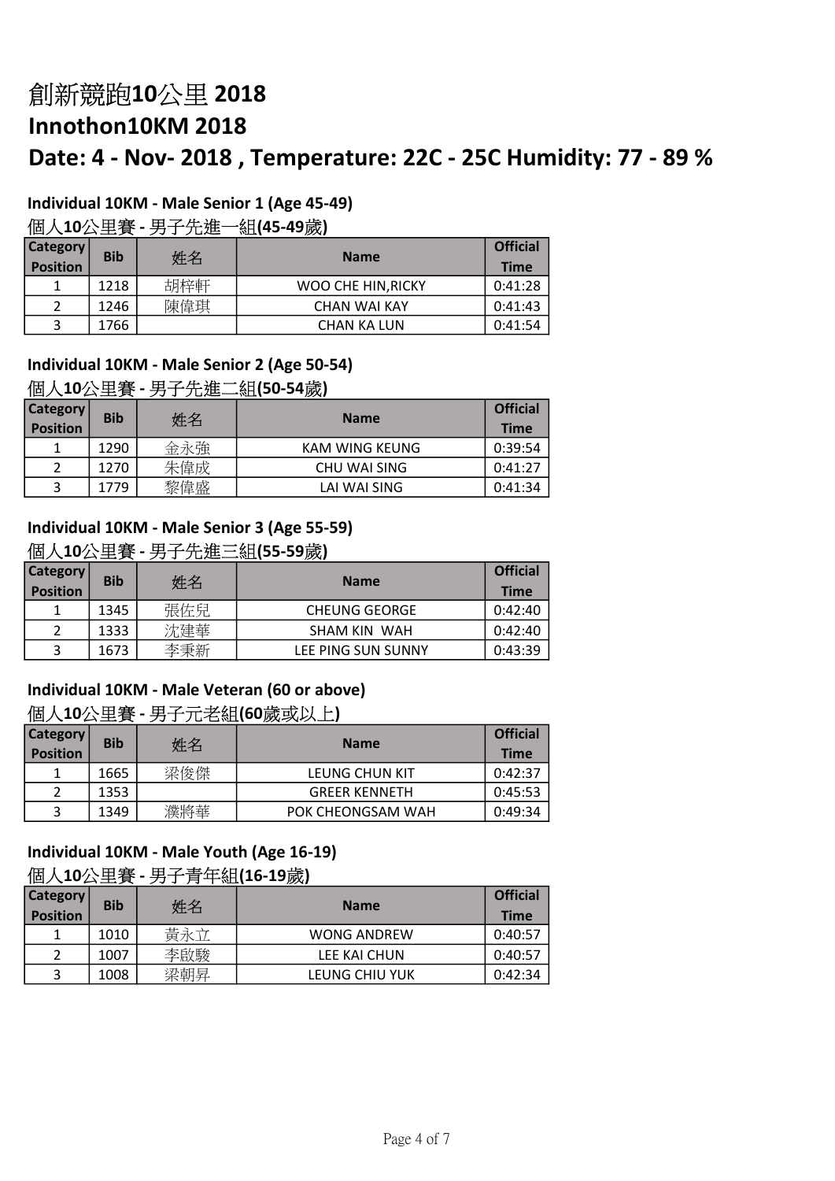# 創新競跑10公里 2018

# Innothon10KM 2018

# Date: 4 - Nov- 2018 , Temperature: 22C - 25C Humidity: 77 - 89 %

### Individual 10KM - Male Senior 1 (Age 45-49)

### 個人10公里賽 - 男子先進一組(45-49歲)

| Category Position | Bib | 姓名 | Name | Official Time |
|---|---|---|---|---|
| 1 | 1218 | 胡梓軒 | WOO CHE HIN,RICKY | 0:41:28 |
| 2 | 1246 | 陳偉琪 | CHAN WAI KAY | 0:41:43 |
| 3 | 1766 | | CHAN KA LUN | 0:41:54 |

### Individual 10KM - Male Senior 2 (Age 50-54)

### 個人10公里賽 - 男子先進二組(50-54歲)

| Category Position | Bib | 姓名 | Name | Official Time |
|---|---|---|---|---|
| 1 | 1290 | 金永強 | KAM WING KEUNG | 0:39:54 |
| 2 | 1270 | 朱偉成 | CHU WAI SING | 0:41:27 |
| 3 | 1779 | 黎偉盛 | LAI WAI SING | 0:41:34 |

### Individual 10KM - Male Senior 3 (Age 55-59)

### 個人10公里賽 - 男子先進三組(55-59歲)

| Category Position | Bib | 姓名 | Name | Official Time |
|---|---|---|---|---|
| 1 | 1345 | 張佐兒 | CHEUNG GEORGE | 0:42:40 |
| 2 | 1333 | 沈建華 | SHAM KIN WAH | 0:42:40 |
| 3 | 1673 | 李秉新 | LEE PING SUN SUNNY | 0:43:39 |

### Individual 10KM - Male Veteran (60 or above)

### 個人10公里賽 - 男子元老組(60歲或以上)

| Category Position | Bib | 姓名 | Name | Official Time |
|---|---|---|---|---|
| 1 | 1665 | 梁俊傑 | LEUNG CHUN KIT | 0:42:37 |
| 2 | 1353 | | GREER KENNETH | 0:45:53 |
| 3 | 1349 | 濮將華 | POK CHEONGSAM WAH | 0:49:34 |

### Individual 10KM - Male Youth (Age 16-19)

### 個人10公里賽 - 男子青年組(16-19歲)

| Category Position | Bib | 姓名 | Name | Official Time |
|---|---|---|---|---|
| 1 | 1010 | 黃永立 | WONG ANDREW | 0:40:57 |
| 2 | 1007 | 李啟駿 | LEE KAI CHUN | 0:40:57 |
| 3 | 1008 | 梁朝昇 | LEUNG CHIU YUK | 0:42:34 |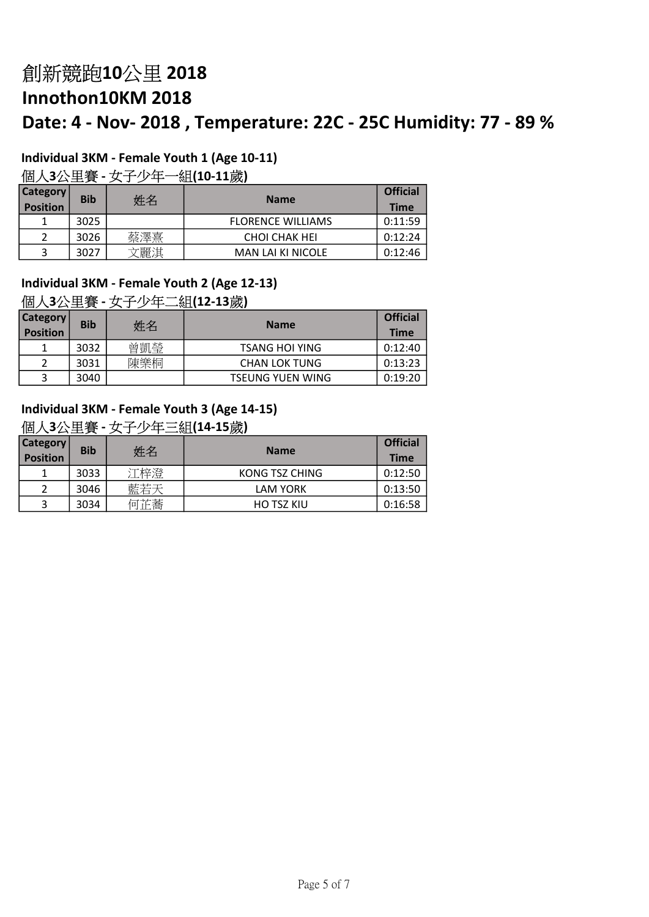# 創新競跑10公里 2018

# Innothon10KM 2018

# Date: 4 - Nov- 2018 , Temperature: 22C - 25C Humidity: 77 - 89 %

### Individual 3KM - Female Youth 1 (Age 10-11)

### 個人3公里賽 - 女子少年一組(10-11歲)

| Category Position | Bib | 姓名 | Name | Official Time |
|---|---|---|---|---|
| 1 | 3025 | | FLORENCE WILLIAMS | 0:11:59 |
| 2 | 3026 | 蔡澤熹 | CHOI CHAK HEI | 0:12:24 |
| 3 | 3027 | 文麗淇 | MAN LAI KI NICOLE | 0:12:46 |

### Individual 3KM - Female Youth 2 (Age 12-13)

### 個人3公里賽 - 女子少年二組(12-13歲)

| Category Position | Bib | 姓名 | Name | Official Time |
|---|---|---|---|---|
| 1 | 3032 | 曾凱瑩 | TSANG HOI YING | 0:12:40 |
| 2 | 3031 | 陳樂桐 | CHAN LOK TUNG | 0:13:23 |
| 3 | 3040 | | TSEUNG YUEN WING | 0:19:20 |

### Individual 3KM - Female Youth 3 (Age 14-15)

### 個人3公里賽 - 女子少年三組(14-15歲)

| Category Position | Bib | 姓名 | Name | Official Time |
|---|---|---|---|---|
| 1 | 3033 | 江梓澄 | KONG TSZ CHING | 0:12:50 |
| 2 | 3046 | 藍若天 | LAM YORK | 0:13:50 |
| 3 | 3034 | 何芷蕎 | HO TSZ KIU | 0:16:58 |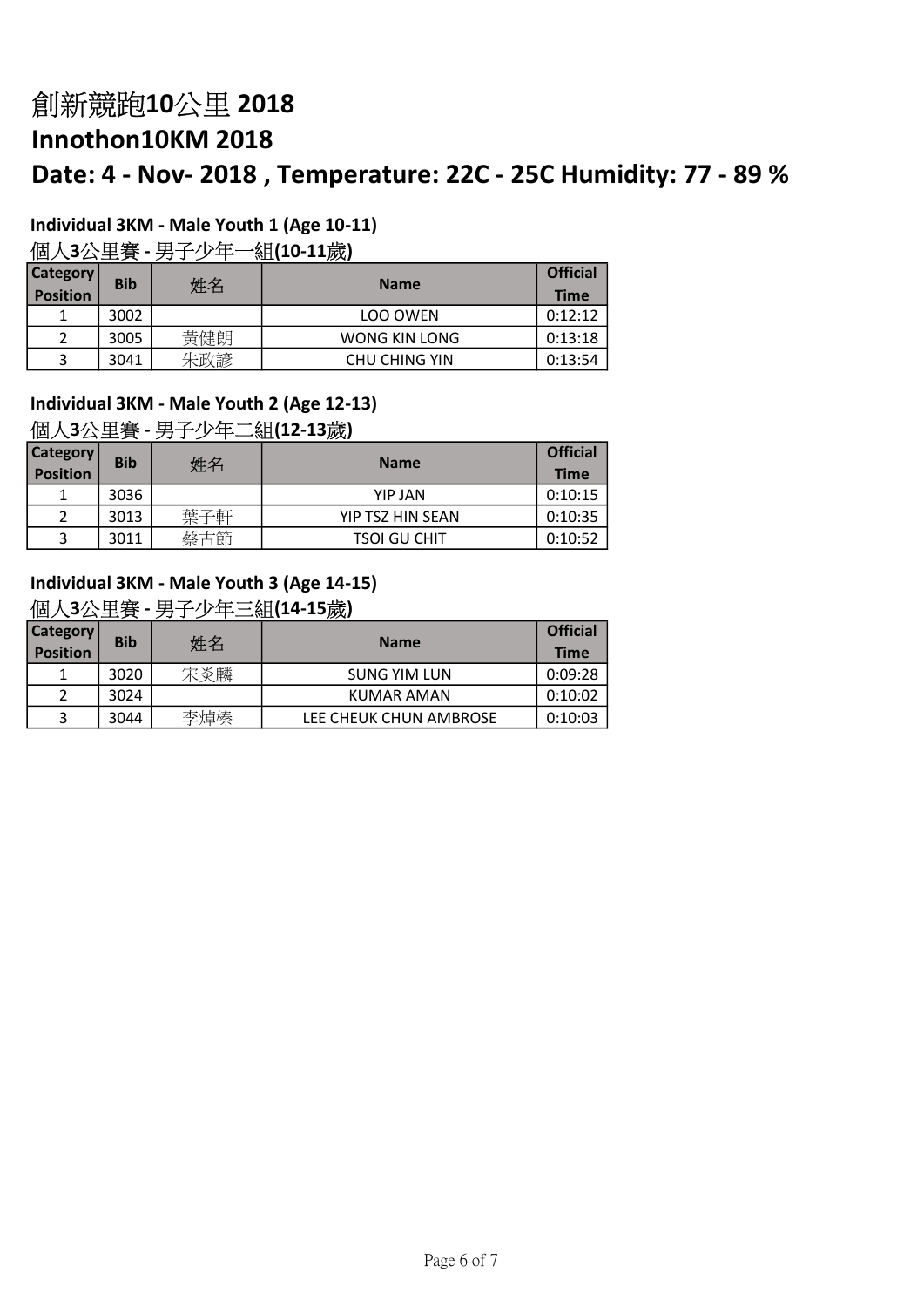# 創新競跑10公里 2018

# Innothon10KM 2018

## Date: 4 - Nov- 2018 , Temperature: 22C - 25C Humidity: 77 - 89 %

### Individual 3KM - Male Youth 1 (Age 10-11)

### 個人3公里賽 - 男子少年一組(10-11歲)

| Category Position | Bib | 姓名 | Name | Official Time |
|---|---|---|---|---|
| 1 | 3002 | | LOO OWEN | 0:12:12 |
| 2 | 3005 | 黃健朗 | WONG KIN LONG | 0:13:18 |
| 3 | 3041 | 朱政諺 | CHU CHING YIN | 0:13:54 |

### Individual 3KM - Male Youth 2 (Age 12-13)

### 個人3公里賽 - 男子少年二組(12-13歲)

| Category Position | Bib | 姓名 | Name | Official Time |
|---|---|---|---|---|
| 1 | 3036 | | YIP JAN | 0:10:15 |
| 2 | 3013 | 葉子軒 | YIP TSZ HIN SEAN | 0:10:35 |
| 3 | 3011 | 蔡古節 | TSOI GU CHIT | 0:10:52 |

### Individual 3KM - Male Youth 3 (Age 14-15)

### 個人3公里賽 - 男子少年三組(14-15歲)

| Category Position | Bib | 姓名 | Name | Official Time |
|---|---|---|---|---|
| 1 | 3020 | 宋炎麟 | SUNG YIM LUN | 0:09:28 |
| 2 | 3024 | | KUMAR AMAN | 0:10:02 |
| 3 | 3044 | 李焯榛 | LEE CHEUK CHUN AMBROSE | 0:10:03 |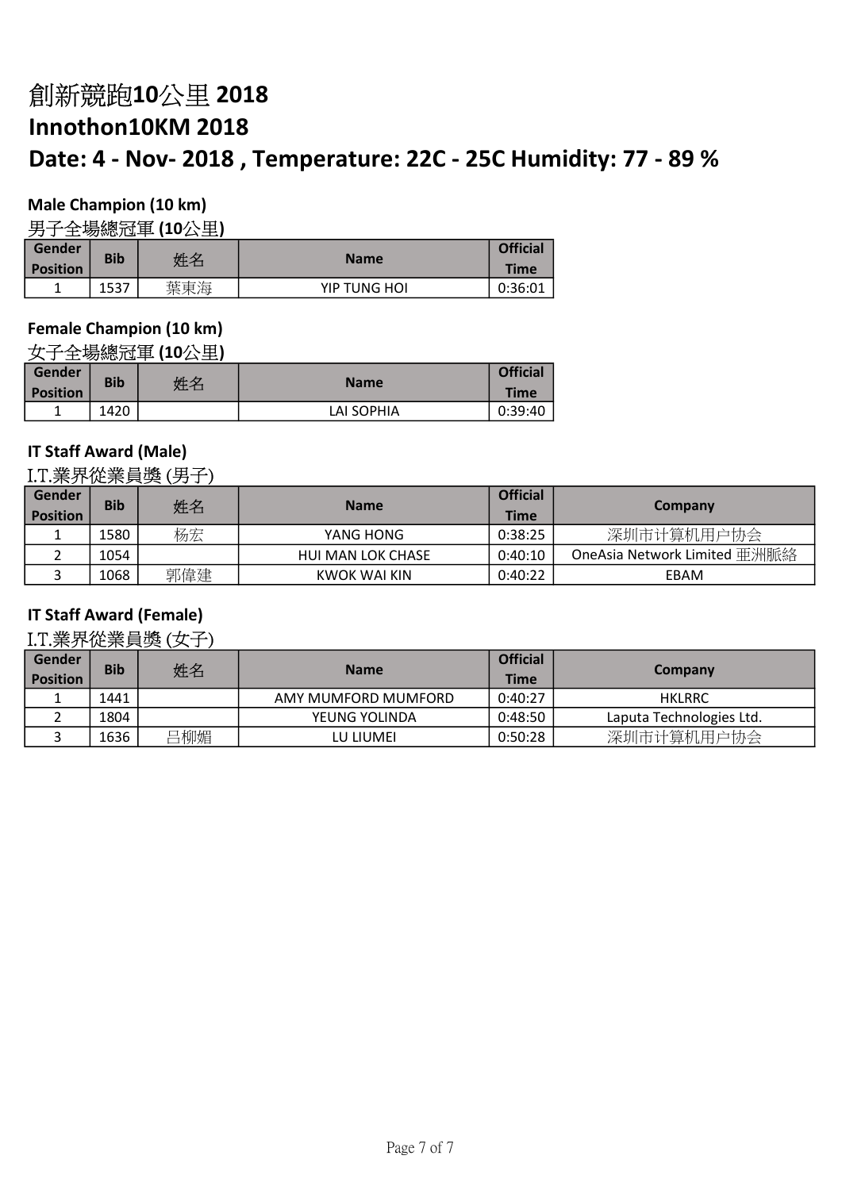# 創新競跑10公里 2018

# Innothon10KM 2018

# Date: 4 - Nov- 2018 , Temperature: 22C - 25C Humidity: 77 - 89 %

### Male Champion (10 km)

男子全場總冠軍 (10公里)

| Gender Position | Bib | 姓名 | Name | Official Time |
| --- | --- | --- | --- | --- |
| 1 | 1537 | 葉東海 | YIP TUNG HOI | 0:36:01 |

### Female Champion (10 km)

女子全場總冠軍 (10公里)

| Gender Position | Bib | 姓名 | Name | Official Time |
| --- | --- | --- | --- | --- |
| 1 | 1420 | | LAI SOPHIA | 0:39:40 |

### IT Staff Award (Male)

I.T.業界從業員獎 (男子)

| Gender Position | Bib | 姓名 | Name | Official Time | Company |
| --- | --- | --- | --- | --- | --- |
| 1 | 1580 | 杨宏 | YANG HONG | 0:38:25 | 深圳市计算机用户协会 |
| 2 | 1054 | | HUI MAN LOK CHASE | 0:40:10 | OneAsia Network Limited 亚洲脈絡 |
| 3 | 1068 | 郭偉建 | KWOK WAI KIN | 0:40:22 | EBAM |

### IT Staff Award (Female)

I.T.業界從業員獎 (女子)

| Gender Position | Bib | 姓名 | Name | Official Time | Company |
| --- | --- | --- | --- | --- | --- |
| 1 | 1441 | | AMY MUMFORD MUMFORD | 0:40:27 | HKLRRC |
| 2 | 1804 | | YEUNG YOLINDA | 0:48:50 | Laputa Technologies Ltd. |
| 3 | 1636 | 吕柳媚 | LU LIUMEI | 0:50:28 | 深圳市计算机用户协会 |